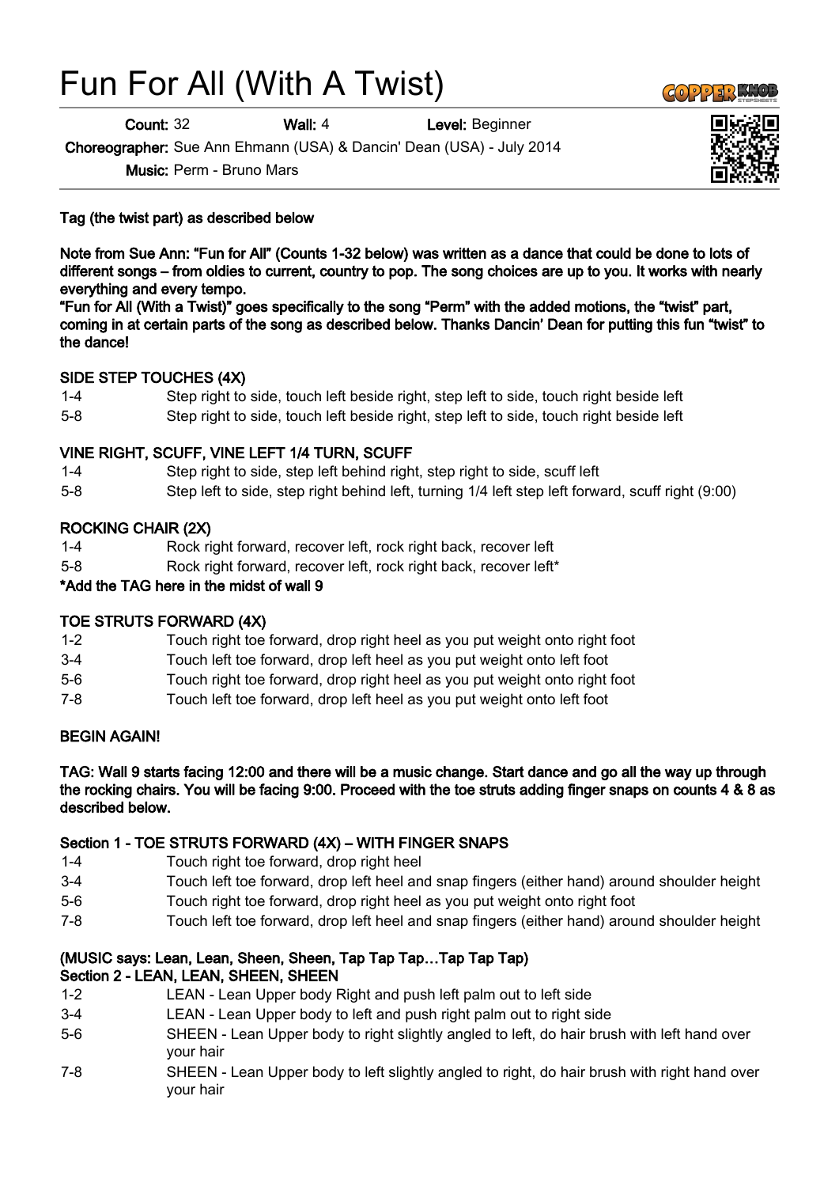# Fun For All (With A Twist)

**Count:** 32 **Wall:** 4 **Level:** Beginner

**Choreographer:** Sue Ann Ehmann (USA) & Dancin' Dean (USA) - July 2014

**Music:** Perm - Bruno Mars

**Tag (the twist part) as described below**

**Note from Sue Ann: "Fun for All" (Counts 1-32 below) was written as a dance that could be done to lots of different songs – from oldies to current, country to pop. The song choices are up to you. It works with nearly everything and every tempo.**
**"Fun for All (With a Twist)" goes specifically to the song "Perm" with the added motions, the "twist" part, coming in at certain parts of the song as described below. Thanks Dancin' Dean for putting this fun "twist" to the dance!**

**SIDE STEP TOUCHES (4X)**

| | |
|---|---|
| 1-4 | Step right to side, touch left beside right, step left to side, touch right beside left |
| 5-8 | Step right to side, touch left beside right, step left to side, touch right beside left |

**VINE RIGHT, SCUFF, VINE LEFT 1/4 TURN, SCUFF**

| | |
|---|---|
| 1-4 | Step right to side, step left behind right, step right to side, scuff left |
| 5-8 | Step left to side, step right behind left, turning 1/4 left step left forward, scuff right (9:00) |

**ROCKING CHAIR (2X)**

| | |
|---|---|
| 1-4 | Rock right forward, recover left, rock right back, recover left |
| 5-8 | Rock right forward, recover left, rock right back, recover left* |

**\*Add the TAG here in the midst of wall 9**

**TOE STRUTS FORWARD (4X)**

| | |
|---|---|
| 1-2 | Touch right toe forward, drop right heel as you put weight onto right foot |
| 3-4 | Touch left toe forward, drop left heel as you put weight onto left foot |
| 5-6 | Touch right toe forward, drop right heel as you put weight onto right foot |
| 7-8 | Touch left toe forward, drop left heel as you put weight onto left foot |

**BEGIN AGAIN!**

**TAG: Wall 9 starts facing 12:00 and there will be a music change. Start dance and go all the way up through the rocking chairs. You will be facing 9:00. Proceed with the toe struts adding finger snaps on counts 4 & 8 as described below.**

**Section 1 - TOE STRUTS FORWARD (4X) – WITH FINGER SNAPS**

| | |
|---|---|
| 1-4 | Touch right toe forward, drop right heel |
| 3-4 | Touch left toe forward, drop left heel and snap fingers (either hand) around shoulder height |
| 5-6 | Touch right toe forward, drop right heel as you put weight onto right foot |
| 7-8 | Touch left toe forward, drop left heel and snap fingers (either hand) around shoulder height |

**(MUSIC says: Lean, Lean, Sheen, Sheen, Tap Tap Tap…Tap Tap Tap)**
**Section 2 - LEAN, LEAN, SHEEN, SHEEN**

| | |
|---|---|
| 1-2 | LEAN - Lean Upper body Right and push left palm out to left side |
| 3-4 | LEAN - Lean Upper body to left and push right palm out to right side |
| 5-6 | SHEEN - Lean Upper body to right slightly angled to left, do hair brush with left hand over your hair |
| 7-8 | SHEEN - Lean Upper body to left slightly angled to right, do hair brush with right hand over your hair |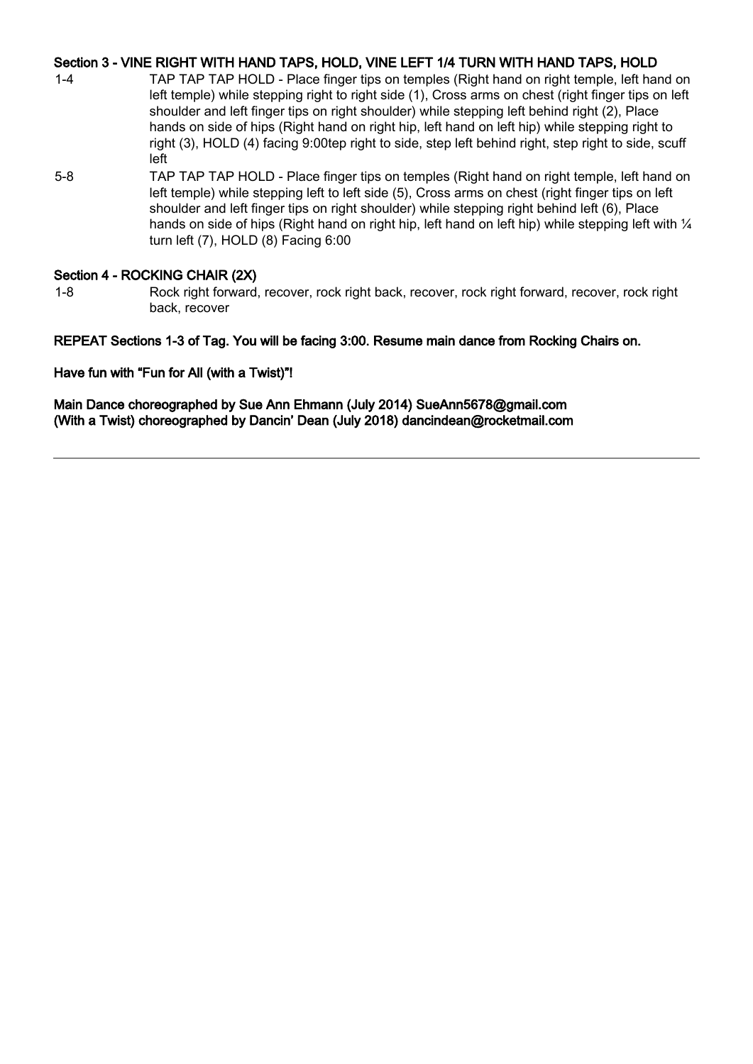**Section 3 - VINE RIGHT WITH HAND TAPS, HOLD, VINE LEFT 1/4 TURN WITH HAND TAPS, HOLD**

| | |
|---|---|
| 1-4 | TAP TAP TAP HOLD - Place finger tips on temples (Right hand on right temple, left hand on left temple) while stepping right to right side (1), Cross arms on chest (right finger tips on left shoulder and left finger tips on right shoulder) while stepping left behind right (2), Place hands on side of hips (Right hand on right hip, left hand on left hip) while stepping right to right (3), HOLD (4) facing 9:00tep right to side, step left behind right, step right to side, scuff left |
| 5-8 | TAP TAP TAP HOLD - Place finger tips on temples (Right hand on right temple, left hand on left temple) while stepping left to left side (5), Cross arms on chest (right finger tips on left shoulder and left finger tips on right shoulder) while stepping right behind left (6), Place hands on side of hips (Right hand on right hip, left hand on left hip) while stepping left with ¼ turn left (7), HOLD (8) Facing 6:00 |

**Section 4 - ROCKING CHAIR (2X)**

| | |
|---|---|
| 1-8 | Rock right forward, recover, rock right back, recover, rock right forward, recover, rock right back, recover |

**REPEAT Sections 1-3 of Tag. You will be facing 3:00. Resume main dance from Rocking Chairs on.**

**Have fun with "Fun for All (with a Twist)"!**

**Main Dance choreographed by Sue Ann Ehmann (July 2014) SueAnn5678@gmail.com**
**(With a Twist) choreographed by Dancin' Dean (July 2018) dancindean@rocketmail.com**

---